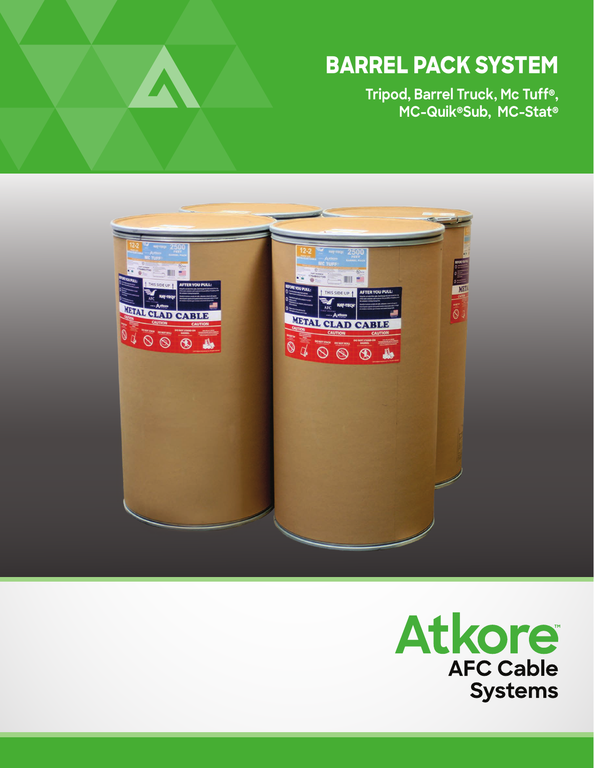# BARREL PACK SYSTEM

**Tripod, Barrel Truck, Mc Tuff®, MC-Quik®Sub, MC-Stat®**

**Atkore™**
**AFC Cable Systems**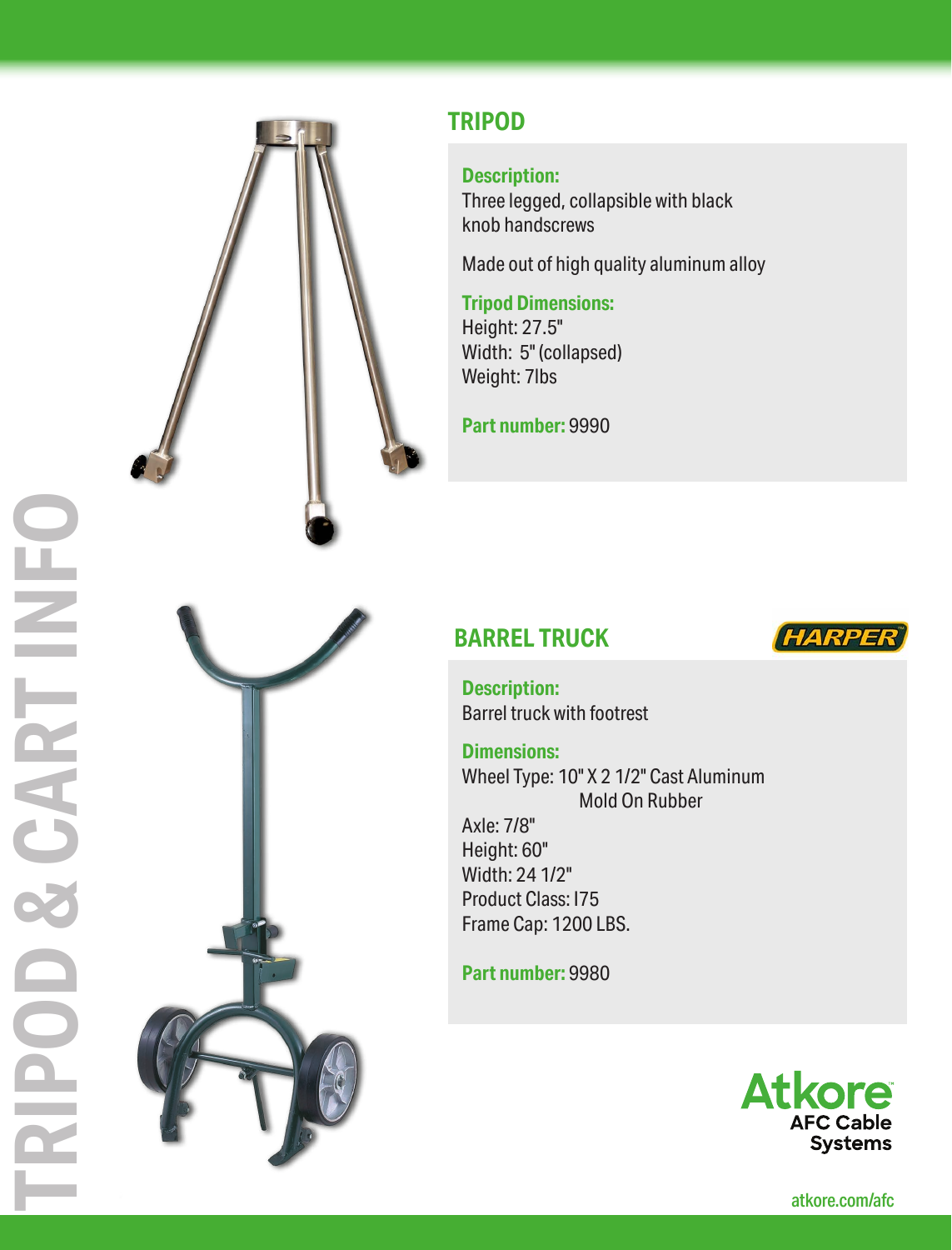# TRIPOD & CART INFO

## TRIPOD

**Description:**
Three legged, collapsible with black knob handscrews

Made out of high quality aluminum alloy

**Tripod Dimensions:**
Height: 27.5"
Width: 5" (collapsed)
Weight: 7lbs

**Part number:** 9990

## BARREL TRUCK

HARPER

**Description:**
Barrel truck with footrest

**Dimensions:**
Wheel Type: 10" X 2 1/2" Cast Aluminum Mold On Rubber
Axle: 7/8"
Height: 60"
Width: 24 1/2"
Product Class: I75
Frame Cap: 1200 LBS.

**Part number:** 9980

Atkore AFC Cable Systems

atkore.com/afc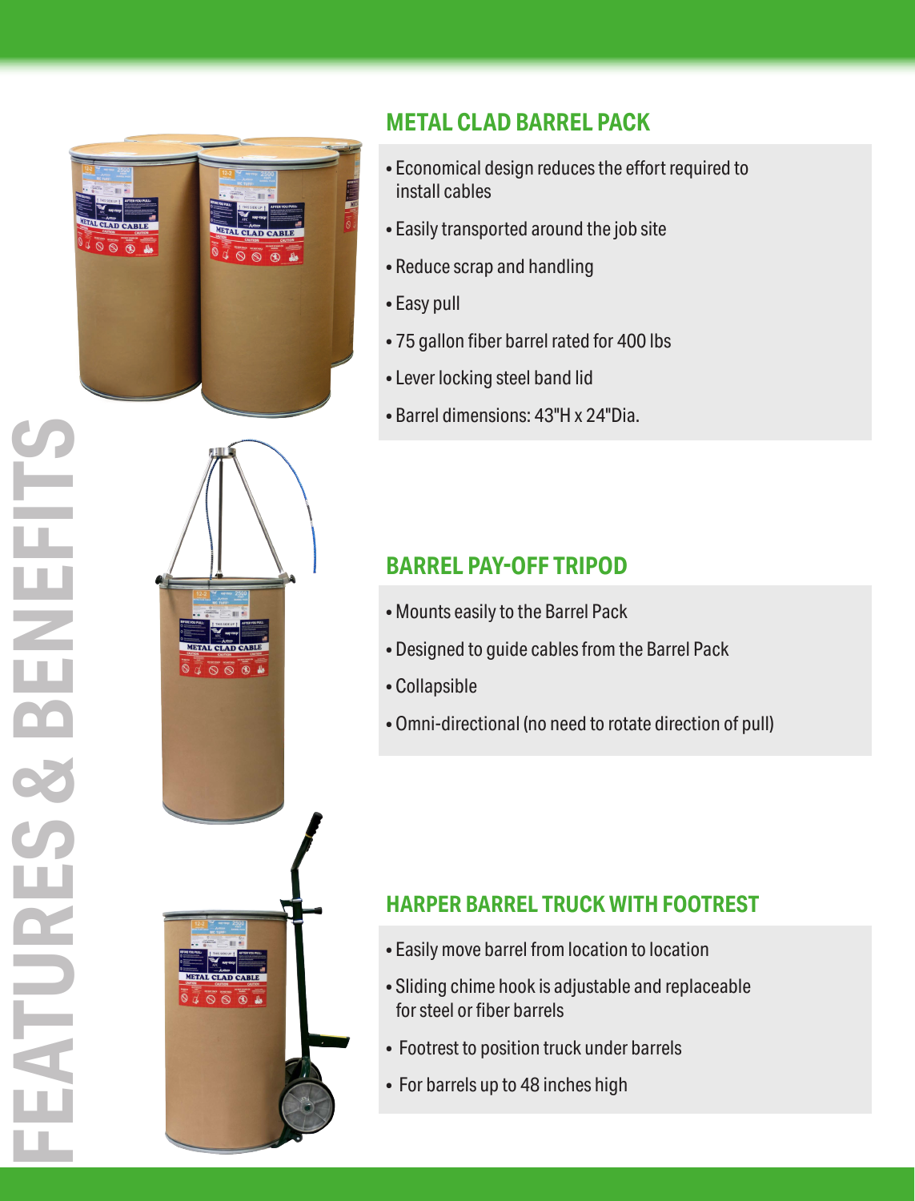# FEATURES & BENEFITS

## METAL CLAD BARREL PACK

- Economical design reduces the effort required to install cables
- Easily transported around the job site
- Reduce scrap and handling
- Easy pull
- 75 gallon fiber barrel rated for 400 lbs
- Lever locking steel band lid
- Barrel dimensions: 43"H x 24"Dia.

## BARREL PAY-OFF TRIPOD

- Mounts easily to the Barrel Pack
- Designed to guide cables from the Barrel Pack
- Collapsible
- Omni-directional (no need to rotate direction of pull)

## HARPER BARREL TRUCK WITH FOOTREST

- Easily move barrel from location to location
- Sliding chime hook is adjustable and replaceable for steel or fiber barrels
- Footrest to position truck under barrels
- For barrels up to 48 inches high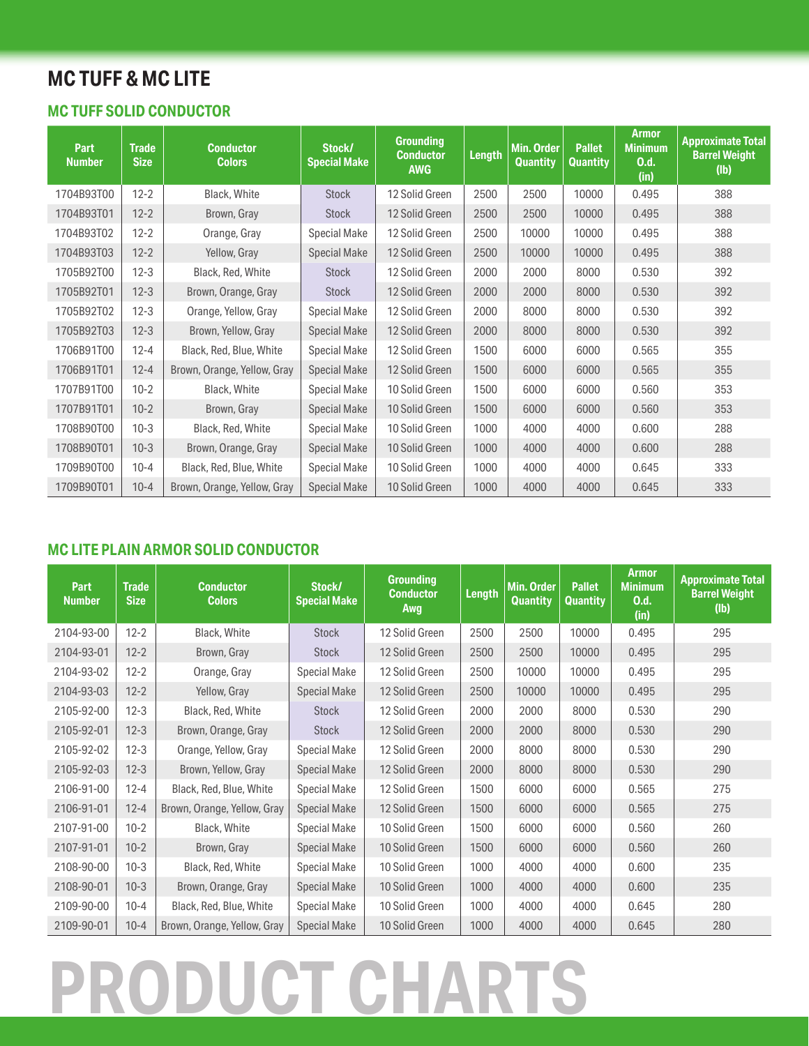# MC TUFF & MC LITE

## MC TUFF SOLID CONDUCTOR

| Part Number | Trade Size | Conductor Colors | Stock/ Special Make | Grounding Conductor AWG | Length | Min. Order Quantity | Pallet Quantity | Armor Minimum O.d. (in) | Approximate Total Barrel Weight (lb) |
|---|---|---|---|---|---|---|---|---|---|
| 1704B93T00 | 12-2 | Black, White | Stock | 12 Solid Green | 2500 | 2500 | 10000 | 0.495 | 388 |
| 1704B93T01 | 12-2 | Brown, Gray | Stock | 12 Solid Green | 2500 | 2500 | 10000 | 0.495 | 388 |
| 1704B93T02 | 12-2 | Orange, Gray | Special Make | 12 Solid Green | 2500 | 10000 | 10000 | 0.495 | 388 |
| 1704B93T03 | 12-2 | Yellow, Gray | Special Make | 12 Solid Green | 2500 | 10000 | 10000 | 0.495 | 388 |
| 1705B92T00 | 12-3 | Black, Red, White | Stock | 12 Solid Green | 2000 | 2000 | 8000 | 0.530 | 392 |
| 1705B92T01 | 12-3 | Brown, Orange, Gray | Stock | 12 Solid Green | 2000 | 2000 | 8000 | 0.530 | 392 |
| 1705B92T02 | 12-3 | Orange, Yellow, Gray | Special Make | 12 Solid Green | 2000 | 8000 | 8000 | 0.530 | 392 |
| 1705B92T03 | 12-3 | Brown, Yellow, Gray | Special Make | 12 Solid Green | 2000 | 8000 | 8000 | 0.530 | 392 |
| 1706B91T00 | 12-4 | Black, Red, Blue, White | Special Make | 12 Solid Green | 1500 | 6000 | 6000 | 0.565 | 355 |
| 1706B91T01 | 12-4 | Brown, Orange, Yellow, Gray | Special Make | 12 Solid Green | 1500 | 6000 | 6000 | 0.565 | 355 |
| 1707B91T00 | 10-2 | Black, White | Special Make | 10 Solid Green | 1500 | 6000 | 6000 | 0.560 | 353 |
| 1707B91T01 | 10-2 | Brown, Gray | Special Make | 10 Solid Green | 1500 | 6000 | 6000 | 0.560 | 353 |
| 1708B90T00 | 10-3 | Black, Red, White | Special Make | 10 Solid Green | 1000 | 4000 | 4000 | 0.600 | 288 |
| 1708B90T01 | 10-3 | Brown, Orange, Gray | Special Make | 10 Solid Green | 1000 | 4000 | 4000 | 0.600 | 288 |
| 1709B90T00 | 10-4 | Black, Red, Blue, White | Special Make | 10 Solid Green | 1000 | 4000 | 4000 | 0.645 | 333 |
| 1709B90T01 | 10-4 | Brown, Orange, Yellow, Gray | Special Make | 10 Solid Green | 1000 | 4000 | 4000 | 0.645 | 333 |

## MC LITE PLAIN ARMOR SOLID CONDUCTOR

| Part Number | Trade Size | Conductor Colors | Stock/ Special Make | Grounding Conductor Awg | Length | Min. Order Quantity | Pallet Quantity | Armor Minimum O.d. (in) | Approximate Total Barrel Weight (lb) |
|---|---|---|---|---|---|---|---|---|---|
| 2104-93-00 | 12-2 | Black, White | Stock | 12 Solid Green | 2500 | 2500 | 10000 | 0.495 | 295 |
| 2104-93-01 | 12-2 | Brown, Gray | Stock | 12 Solid Green | 2500 | 2500 | 10000 | 0.495 | 295 |
| 2104-93-02 | 12-2 | Orange, Gray | Special Make | 12 Solid Green | 2500 | 10000 | 10000 | 0.495 | 295 |
| 2104-93-03 | 12-2 | Yellow, Gray | Special Make | 12 Solid Green | 2500 | 10000 | 10000 | 0.495 | 295 |
| 2105-92-00 | 12-3 | Black, Red, White | Stock | 12 Solid Green | 2000 | 2000 | 8000 | 0.530 | 290 |
| 2105-92-01 | 12-3 | Brown, Orange, Gray | Stock | 12 Solid Green | 2000 | 2000 | 8000 | 0.530 | 290 |
| 2105-92-02 | 12-3 | Orange, Yellow, Gray | Special Make | 12 Solid Green | 2000 | 8000 | 8000 | 0.530 | 290 |
| 2105-92-03 | 12-3 | Brown, Yellow, Gray | Special Make | 12 Solid Green | 2000 | 8000 | 8000 | 0.530 | 290 |
| 2106-91-00 | 12-4 | Black, Red, Blue, White | Special Make | 12 Solid Green | 1500 | 6000 | 6000 | 0.565 | 275 |
| 2106-91-01 | 12-4 | Brown, Orange, Yellow, Gray | Special Make | 12 Solid Green | 1500 | 6000 | 6000 | 0.565 | 275 |
| 2107-91-00 | 10-2 | Black, White | Special Make | 10 Solid Green | 1500 | 6000 | 6000 | 0.560 | 260 |
| 2107-91-01 | 10-2 | Brown, Gray | Special Make | 10 Solid Green | 1500 | 6000 | 6000 | 0.560 | 260 |
| 2108-90-00 | 10-3 | Black, Red, White | Special Make | 10 Solid Green | 1000 | 4000 | 4000 | 0.600 | 235 |
| 2108-90-01 | 10-3 | Brown, Orange, Gray | Special Make | 10 Solid Green | 1000 | 4000 | 4000 | 0.600 | 235 |
| 2109-90-00 | 10-4 | Black, Red, Blue, White | Special Make | 10 Solid Green | 1000 | 4000 | 4000 | 0.645 | 280 |
| 2109-90-01 | 10-4 | Brown, Orange, Yellow, Gray | Special Make | 10 Solid Green | 1000 | 4000 | 4000 | 0.645 | 280 |

PRODUCT CHARTS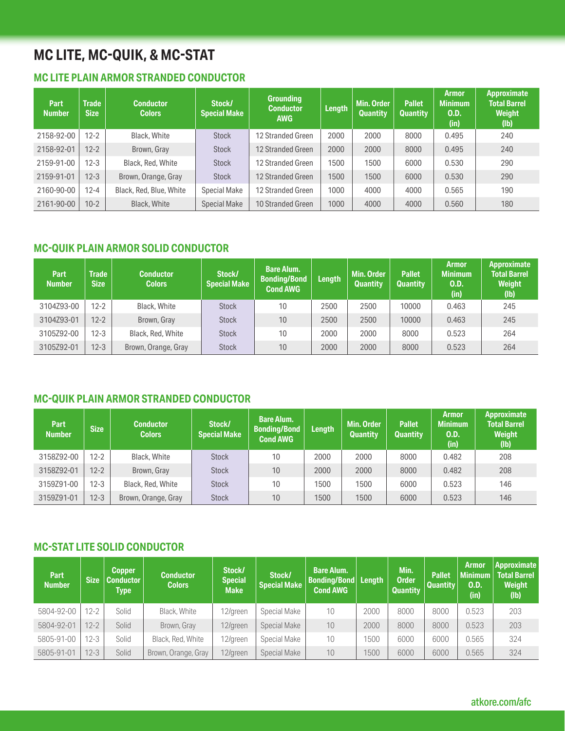# MC LITE, MC-QUIK, & MC-STAT

## MC LITE PLAIN ARMOR STRANDED CONDUCTOR

| Part Number | Trade Size | Conductor Colors | Stock/ Special Make | Grounding Conductor AWG | Length | Min. Order Quantity | Pallet Quantity | Armor Minimum O.D. (in) | Approximate Total Barrel Weight (lb) |
|---|---|---|---|---|---|---|---|---|---|
| 2158-92-00 | 12-2 | Black, White | Stock | 12 Stranded Green | 2000 | 2000 | 8000 | 0.495 | 240 |
| 2158-92-01 | 12-2 | Brown, Gray | Stock | 12 Stranded Green | 2000 | 2000 | 8000 | 0.495 | 240 |
| 2159-91-00 | 12-3 | Black, Red, White | Stock | 12 Stranded Green | 1500 | 1500 | 6000 | 0.530 | 290 |
| 2159-91-01 | 12-3 | Brown, Orange, Gray | Stock | 12 Stranded Green | 1500 | 1500 | 6000 | 0.530 | 290 |
| 2160-90-00 | 12-4 | Black, Red, Blue, White | Special Make | 12 Stranded Green | 1000 | 4000 | 4000 | 0.565 | 190 |
| 2161-90-00 | 10-2 | Black, White | Special Make | 10 Stranded Green | 1000 | 4000 | 4000 | 0.560 | 180 |

## MC-QUIK PLAIN ARMOR SOLID CONDUCTOR

| Part Number | Trade Size | Conductor Colors | Stock/ Special Make | Bare Alum. Bonding/Bond Cond AWG | Length | Min. Order Quantity | Pallet Quantity | Armor Minimum O.D. (in) | Approximate Total Barrel Weight (lb) |
|---|---|---|---|---|---|---|---|---|---|
| 3104Z93-00 | 12-2 | Black, White | Stock | 10 | 2500 | 2500 | 10000 | 0.463 | 245 |
| 3104Z93-01 | 12-2 | Brown, Gray | Stock | 10 | 2500 | 2500 | 10000 | 0.463 | 245 |
| 3105Z92-00 | 12-3 | Black, Red, White | Stock | 10 | 2000 | 2000 | 8000 | 0.523 | 264 |
| 3105Z92-01 | 12-3 | Brown, Orange, Gray | Stock | 10 | 2000 | 2000 | 8000 | 0.523 | 264 |

## MC-QUIK PLAIN ARMOR STRANDED CONDUCTOR

| Part Number | Size | Conductor Colors | Stock/ Special Make | Bare Alum. Bonding/Bond Cond AWG | Length | Min. Order Quantity | Pallet Quantity | Armor Minimum O.D. (in) | Approximate Total Barrel Weight (lb) |
|---|---|---|---|---|---|---|---|---|---|
| 3158Z92-00 | 12-2 | Black, White | Stock | 10 | 2000 | 2000 | 8000 | 0.482 | 208 |
| 3158Z92-01 | 12-2 | Brown, Gray | Stock | 10 | 2000 | 2000 | 8000 | 0.482 | 208 |
| 3159Z91-00 | 12-3 | Black, Red, White | Stock | 10 | 1500 | 1500 | 6000 | 0.523 | 146 |
| 3159Z91-01 | 12-3 | Brown, Orange, Gray | Stock | 10 | 1500 | 1500 | 6000 | 0.523 | 146 |

## MC-STAT LITE SOLID CONDUCTOR

| Part Number | Size | Copper Conductor Type | Conductor Colors | Stock/ Special Make | Stock/ Special Make | Bare Alum. Bonding/Bond Cond AWG | Length | Min. Order Quantity | Pallet Quantity | Armor Minimum O.D. (in) | Approximate Total Barrel Weight (lb) |
|---|---|---|---|---|---|---|---|---|---|---|---|
| 5804-92-00 | 12-2 | Solid | Black, White | 12/green | Special Make | 10 | 2000 | 8000 | 8000 | 0.523 | 203 |
| 5804-92-01 | 12-2 | Solid | Brown, Gray | 12/green | Special Make | 10 | 2000 | 8000 | 8000 | 0.523 | 203 |
| 5805-91-00 | 12-3 | Solid | Black, Red, White | 12/green | Special Make | 10 | 1500 | 6000 | 6000 | 0.565 | 324 |
| 5805-91-01 | 12-3 | Solid | Brown, Orange, Gray | 12/green | Special Make | 10 | 1500 | 6000 | 6000 | 0.565 | 324 |

atkore.com/afc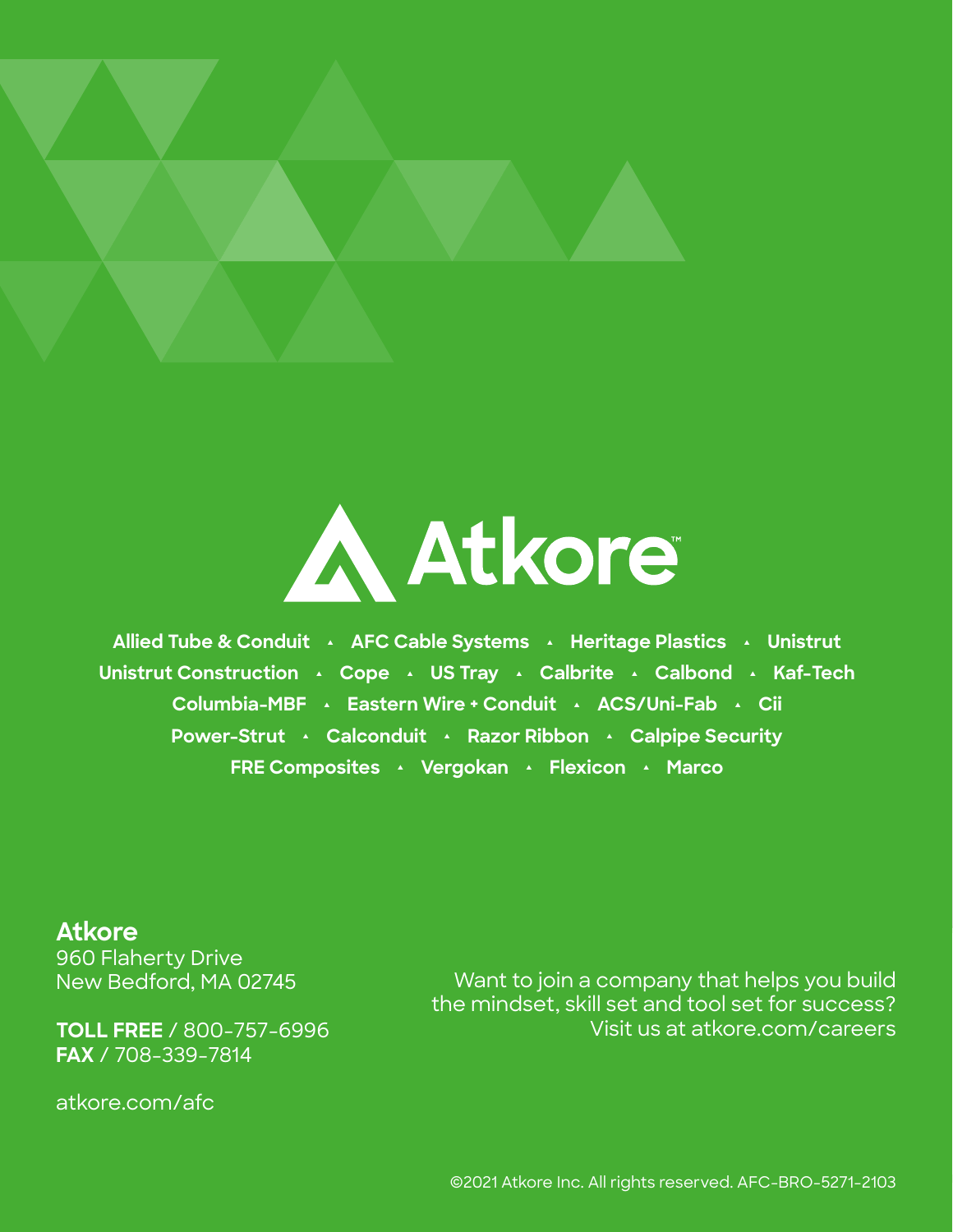# Atkore™

**Allied Tube & Conduit** ▴ **AFC Cable Systems** ▴ **Heritage Plastics** ▴ **Unistrut**
**Unistrut Construction** ▴ **Cope** ▴ **US Tray** ▴ **Calbrite** ▴ **Calbond** ▴ **Kaf-Tech**
**Columbia-MBF** ▴ **Eastern Wire + Conduit** ▴ **ACS/Uni-Fab** ▴ **Cii**
**Power-Strut** ▴ **Calconduit** ▴ **Razor Ribbon** ▴ **Calpipe Security**
**FRE Composites** ▴ **Vergokan** ▴ **Flexicon** ▴ **Marco**

**Atkore**
960 Flaherty Drive
New Bedford, MA 02745

**TOLL FREE** / 800-757-6996
**FAX** / 708-339-7814

atkore.com/afc

Want to join a company that helps you build the mindset, skill set and tool set for success? Visit us at atkore.com/careers

©2021 Atkore Inc. All rights reserved. AFC-BRO-5271-2103